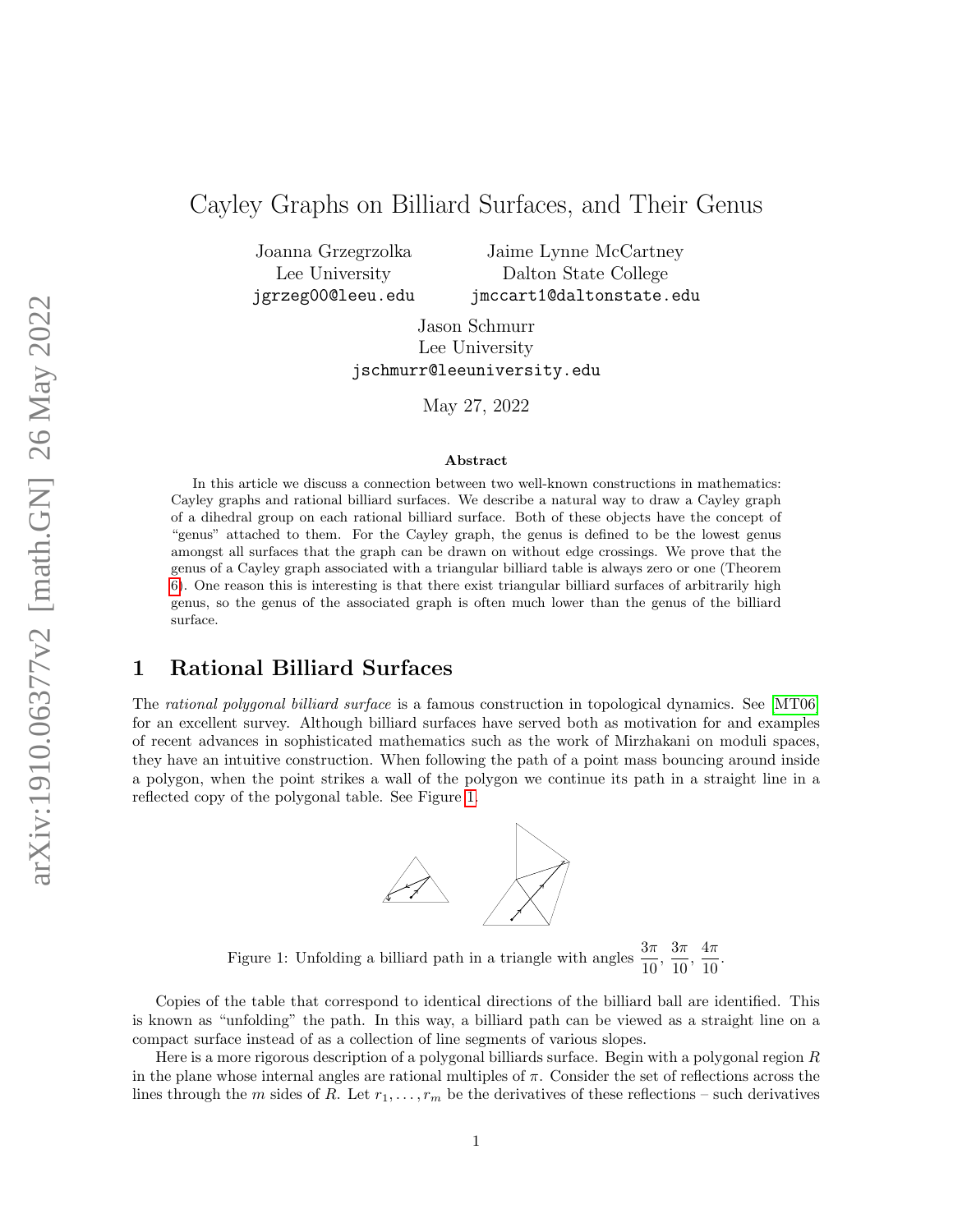# Cayley Graphs on Billiard Surfaces, and Their Genus

Joanna Grzegrzolka
Lee University
jgrzeg00@leeu.edu

Jaime Lynne McCartney
Dalton State College
jmccart1@daltonstate.edu

Jason Schmurr
Lee University
jschmurr@leeuniversity.edu

May 27, 2022

### Abstract

In this article we discuss a connection between two well-known constructions in mathematics: Cayley graphs and rational billiard surfaces. We describe a natural way to draw a Cayley graph of a dihedral group on each rational billiard surface. Both of these objects have the concept of "genus" attached to them. For the Cayley graph, the genus is defined to be the lowest genus amongst all surfaces that the graph can be drawn on without edge crossings. We prove that the genus of a Cayley graph associated with a triangular billiard table is always zero or one (Theorem 6). One reason this is interesting is that there exist triangular billiard surfaces of arbitrarily high genus, so the genus of the associated graph is often much lower than the genus of the billiard surface.

## 1 Rational Billiard Surfaces

The *rational polygonal billiard surface* is a famous construction in topological dynamics. See [MT06] for an excellent survey. Although billiard surfaces have served both as motivation for and examples of recent advances in sophisticated mathematics such as the work of Mirzhakani on moduli spaces, they have an intuitive construction. When following the path of a point mass bouncing around inside a polygon, when the point strikes a wall of the polygon we continue its path in a straight line in a reflected copy of the polygonal table. See Figure 1.

Figure 1: Unfolding a billiard path in a triangle with angles $\frac{3\pi}{10}$, $\frac{3\pi}{10}$, $\frac{4\pi}{10}$.

Copies of the table that correspond to identical directions of the billiard ball are identified. This is known as "unfolding" the path. In this way, a billiard path can be viewed as a straight line on a compact surface instead of as a collection of line segments of various slopes.

Here is a more rigorous description of a polygonal billiards surface. Begin with a polygonal region $R$ in the plane whose internal angles are rational multiples of $\pi$. Consider the set of reflections across the lines through the $m$ sides of $R$. Let $r_1, \ldots, r_m$ be the derivatives of these reflections – such derivatives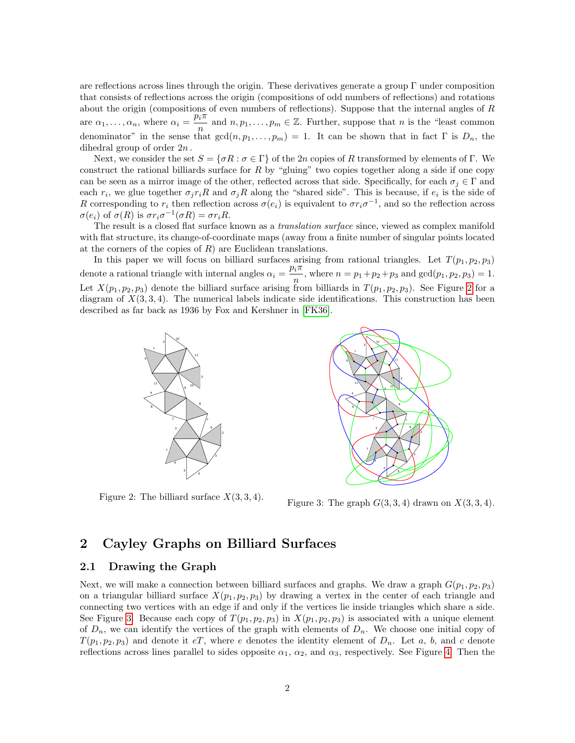are reflections across lines through the origin. These derivatives generate a group $\Gamma$ under composition that consists of reflections across the origin (compositions of odd numbers of reflections) and rotations about the origin (compositions of even numbers of reflections). Suppose that the internal angles of $R$ are $\alpha_1, \ldots, \alpha_n$, where $\alpha_i = \dfrac{p_i \pi}{n}$ and $n, p_1, \ldots, p_m \in \mathbb{Z}$. Further, suppose that $n$ is the "least common denominator" in the sense that $\gcd(n, p_1, \ldots, p_m) = 1$. It can be shown that in fact $\Gamma$ is $D_n$, the dihedral group of order $2n$.

Next, we consider the set $S = \{\sigma R : \sigma \in \Gamma\}$ of the $2n$ copies of $R$ transformed by elements of $\Gamma$. We construct the rational billiards surface for $R$ by "gluing" two copies together along a side if one copy can be seen as a mirror image of the other, reflected across that side. Specifically, for each $\sigma_j \in \Gamma$ and each $r_i$, we glue together $\sigma_j r_i R$ and $\sigma_j R$ along the "shared side". This is because, if $e_i$ is the side of $R$ corresponding to $r_i$ then reflection across $\sigma(e_i)$ is equivalent to $\sigma r_i \sigma^{-1}$, and so the reflection across $\sigma(e_i)$ of $\sigma(R)$ is $\sigma r_i \sigma^{-1}(\sigma R) = \sigma r_i R$.

The result is a closed flat surface known as a *translation surface* since, viewed as complex manifold with flat structure, its change-of-coordinate maps (away from a finite number of singular points located at the corners of the copies of $R$) are Euclidean translations.

In this paper we will focus on billiard surfaces arising from rational triangles. Let $T(p_1, p_2, p_3)$ denote a rational triangle with internal angles $\alpha_i = \dfrac{p_i \pi}{n}$, where $n = p_1 + p_2 + p_3$ and $\gcd(p_1, p_2, p_3) = 1$. Let $X(p_1, p_2, p_3)$ denote the billiard surface arising from billiards in $T(p_1, p_2, p_3)$. See Figure 2 for a diagram of $X(3, 3, 4)$. The numerical labels indicate side identifications. This construction has been described as far back as 1936 by Fox and Kershner in [FK36].

Figure 2: The billiard surface $X(3, 3, 4)$.

Figure 3: The graph $G(3, 3, 4)$ drawn on $X(3, 3, 4)$.

## 2 Cayley Graphs on Billiard Surfaces

### 2.1 Drawing the Graph

Next, we will make a connection between billiard surfaces and graphs. We draw a graph $G(p_1, p_2, p_3)$ on a triangular billiard surface $X(p_1, p_2, p_3)$ by drawing a vertex in the center of each triangle and connecting two vertices with an edge if and only if the vertices lie inside triangles which share a side. See Figure 3. Because each copy of $T(p_1, p_2, p_3)$ in $X(p_1, p_2, p_3)$ is associated with a unique element of $D_n$, we can identify the vertices of the graph with elements of $D_n$. We choose one initial copy of $T(p_1, p_2, p_3)$ and denote it $eT$, where $e$ denotes the identity element of $D_n$. Let $a$, $b$, and $c$ denote reflections across lines parallel to sides opposite $\alpha_1$, $\alpha_2$, and $\alpha_3$, respectively. See Figure 4. Then the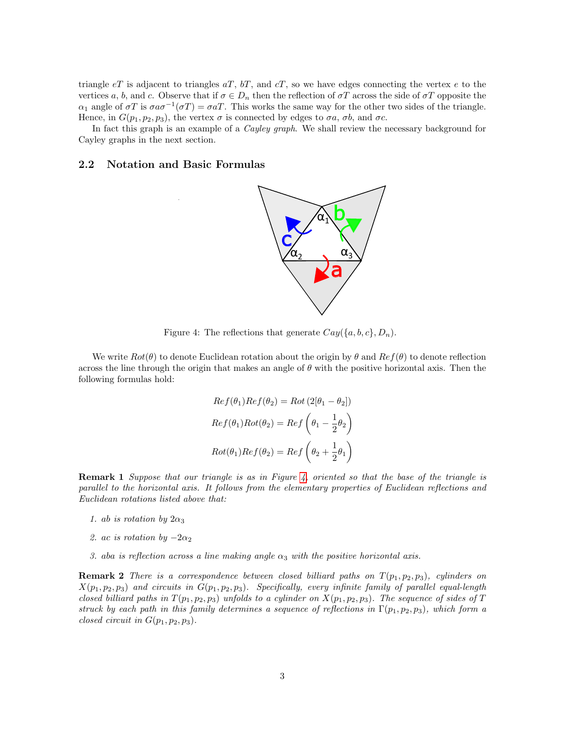triangle $eT$ is adjacent to triangles $aT$, $bT$, and $cT$, so we have edges connecting the vertex $e$ to the vertices $a$, $b$, and $c$. Observe that if $\sigma \in D_n$ then the reflection of $\sigma T$ across the side of $\sigma T$ opposite the $\alpha_1$ angle of $\sigma T$ is $\sigma a \sigma^{-1}(\sigma T) = \sigma a T$. This works the same way for the other two sides of the triangle. Hence, in $G(p_1, p_2, p_3)$, the vertex $\sigma$ is connected by edges to $\sigma a$, $\sigma b$, and $\sigma c$.

In fact this graph is an example of a *Cayley graph*. We shall review the necessary background for Cayley graphs in the next section.

## 2.2 Notation and Basic Formulas

Figure 4: The reflections that generate $Cay(\{a, b, c\}, D_n)$.

We write $Rot(\theta)$ to denote Euclidean rotation about the origin by $\theta$ and $Ref(\theta)$ to denote reflection across the line through the origin that makes an angle of $\theta$ with the positive horizontal axis. Then the following formulas hold:

$$Ref(\theta_1)Ref(\theta_2) = Rot\left(2[\theta_1 - \theta_2]\right)$$

$$Ref(\theta_1)Rot(\theta_2) = Ref\left(\theta_1 - \frac{1}{2}\theta_2\right)$$

$$Rot(\theta_1)Ref(\theta_2) = Ref\left(\theta_2 + \frac{1}{2}\theta_1\right)$$

**Remark 1** *Suppose that our triangle is as in Figure 4, oriented so that the base of the triangle is parallel to the horizontal axis. It follows from the elementary properties of Euclidean reflections and Euclidean rotations listed above that:*

1. *$ab$ is rotation by $2\alpha_3$*
2. *$ac$ is rotation by $-2\alpha_2$*
3. *$aba$ is reflection across a line making angle $\alpha_3$ with the positive horizontal axis.*

**Remark 2** *There is a correspondence between closed billiard paths on $T(p_1, p_2, p_3)$, cylinders on $X(p_1, p_2, p_3)$ and circuits in $G(p_1, p_2, p_3)$. Specifically, every infinite family of parallel equal-length closed billiard paths in $T(p_1, p_2, p_3)$ unfolds to a cylinder on $X(p_1, p_2, p_3)$. The sequence of sides of $T$ struck by each path in this family determines a sequence of reflections in $\Gamma(p_1, p_2, p_3)$, which form a closed circuit in $G(p_1, p_2, p_3)$.*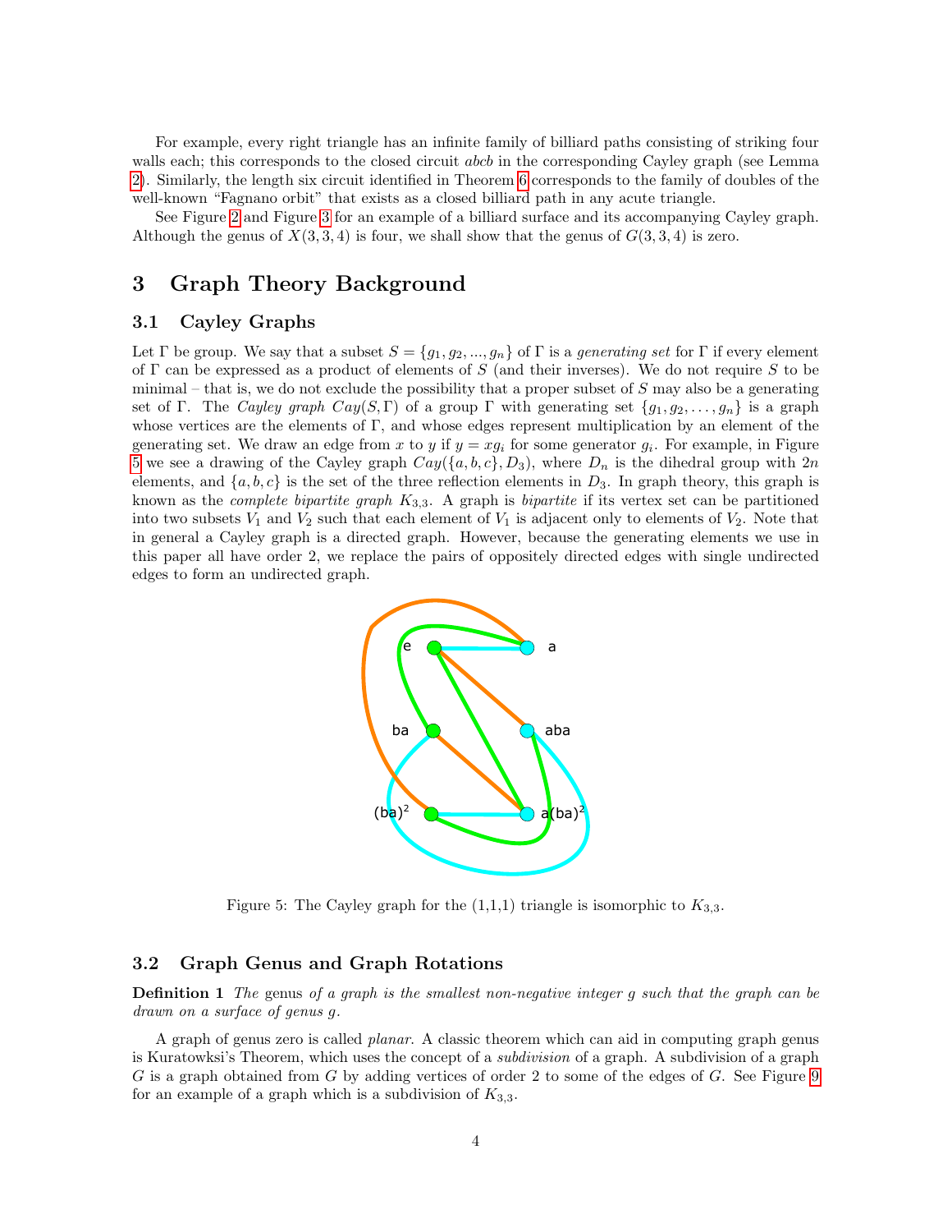For example, every right triangle has an infinite family of billiard paths consisting of striking four walls each; this corresponds to the closed circuit $abcb$ in the corresponding Cayley graph (see Lemma 2). Similarly, the length six circuit identified in Theorem 6 corresponds to the family of doubles of the well-known "Fagnano orbit" that exists as a closed billiard path in any acute triangle.

See Figure 2 and Figure 3 for an example of a billiard surface and its accompanying Cayley graph. Although the genus of $X(3,3,4)$ is four, we shall show that the genus of $G(3,3,4)$ is zero.

# 3 Graph Theory Background

## 3.1 Cayley Graphs

Let $\Gamma$ be group. We say that a subset $S = \{g_1, g_2, ..., g_n\}$ of $\Gamma$ is a *generating set* for $\Gamma$ if every element of $\Gamma$ can be expressed as a product of elements of $S$ (and their inverses). We do not require $S$ to be minimal – that is, we do not exclude the possibility that a proper subset of $S$ may also be a generating set of $\Gamma$. The *Cayley graph* $Cay(S, \Gamma)$ of a group $\Gamma$ with generating set $\{g_1, g_2, \ldots, g_n\}$ is a graph whose vertices are the elements of $\Gamma$, and whose edges represent multiplication by an element of the generating set. We draw an edge from $x$ to $y$ if $y = xg_i$ for some generator $g_i$. For example, in Figure 5 we see a drawing of the Cayley graph $Cay(\{a, b, c\}, D_3)$, where $D_n$ is the dihedral group with $2n$ elements, and $\{a, b, c\}$ is the set of the three reflection elements in $D_3$. In graph theory, this graph is known as the *complete bipartite graph* $K_{3,3}$. A graph is *bipartite* if its vertex set can be partitioned into two subsets $V_1$ and $V_2$ such that each element of $V_1$ is adjacent only to elements of $V_2$. Note that in general a Cayley graph is a directed graph. However, because the generating elements we use in this paper all have order 2, we replace the pairs of oppositely directed edges with single undirected edges to form an undirected graph.

Figure 5: The Cayley graph for the (1,1,1) triangle is isomorphic to $K_{3,3}$.

## 3.2 Graph Genus and Graph Rotations

**Definition 1** *The* genus *of a graph is the smallest non-negative integer $g$ such that the graph can be drawn on a surface of genus $g$.*

A graph of genus zero is called *planar*. A classic theorem which can aid in computing graph genus is Kuratowksi's Theorem, which uses the concept of a *subdivision* of a graph. A subdivision of a graph $G$ is a graph obtained from $G$ by adding vertices of order 2 to some of the edges of $G$. See Figure 9 for an example of a graph which is a subdivision of $K_{3,3}$.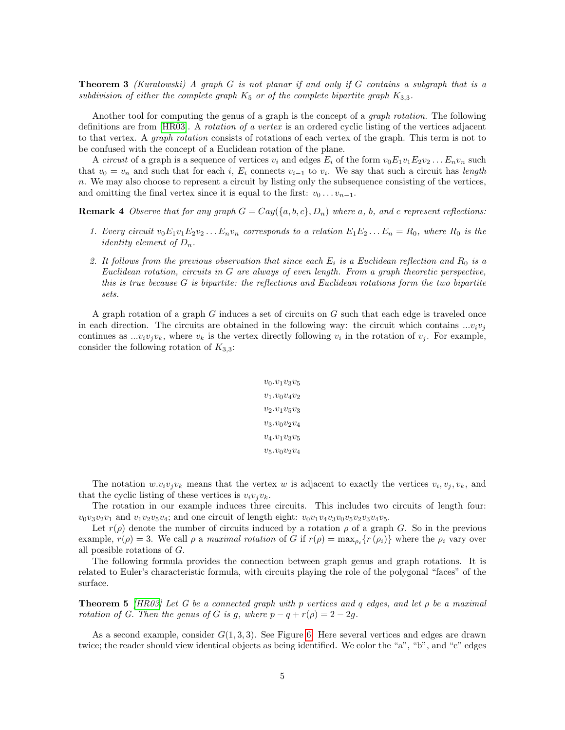**Theorem 3** *(Kuratowski) A graph $G$ is not planar if and only if $G$ contains a subgraph that is a subdivision of either the complete graph $K_5$ or of the complete bipartite graph $K_{3,3}$.*

Another tool for computing the genus of a graph is the concept of a *graph rotation*. The following definitions are from [HR03]. A *rotation of a vertex* is an ordered cyclic listing of the vertices adjacent to that vertex. A *graph rotation* consists of rotations of each vertex of the graph. This term is not to be confused with the concept of a Euclidean rotation of the plane.

A *circuit* of a graph is a sequence of vertices $v_i$ and edges $E_i$ of the form $v_0E_1v_1E_2v_2\ldots E_nv_n$ such that $v_0 = v_n$ and such that for each $i$, $E_i$ connects $v_{i-1}$ to $v_i$. We say that such a circuit has *length* $n$. We may also choose to represent a circuit by listing only the subsequence consisting of the vertices, and omitting the final vertex since it is equal to the first: $v_0 \ldots v_{n-1}$.

**Remark 4** *Observe that for any graph $G = Cay(\{a, b, c\}, D_n)$ where $a$, $b$, and $c$ represent reflections:*

1. *Every circuit $v_0E_1v_1E_2v_2\ldots E_nv_n$ corresponds to a relation $E_1E_2\ldots E_n = R_0$, where $R_0$ is the identity element of $D_n$.*
2. *It follows from the previous observation that since each $E_i$ is a Euclidean reflection and $R_0$ is a Euclidean rotation, circuits in $G$ are always of even length. From a graph theoretic perspective, this is true because $G$ is bipartite: the reflections and Euclidean rotations form the two bipartite sets.*

A graph rotation of a graph $G$ induces a set of circuits on $G$ such that each edge is traveled once in each direction. The circuits are obtained in the following way: the circuit which contains $...v_iv_j$ continues as $...v_iv_jv_k$, where $v_k$ is the vertex directly following $v_i$ in the rotation of $v_j$. For example, consider the following rotation of $K_{3,3}$:

$$v_0.v_1v_3v_5$$
$$v_1.v_0v_4v_2$$
$$v_2.v_1v_5v_3$$
$$v_3.v_0v_2v_4$$
$$v_4.v_1v_3v_5$$
$$v_5.v_0v_2v_4$$

The notation $w.v_iv_jv_k$ means that the vertex $w$ is adjacent to exactly the vertices $v_i, v_j, v_k$, and that the cyclic listing of these vertices is $v_iv_jv_k$.

The rotation in our example induces three circuits. This includes two circuits of length four: $v_0v_3v_2v_1$ and $v_1v_2v_5v_4$; and one circuit of length eight: $v_0v_1v_4v_3v_0v_5v_2v_3v_4v_5$.

Let $r(\rho)$ denote the number of circuits induced by a rotation $\rho$ of a graph $G$. So in the previous example, $r(\rho) = 3$. We call $\rho$ a *maximal rotation* of $G$ if $r(\rho) = \max_{\rho_i}\{r(\rho_i)\}$ where the $\rho_i$ vary over all possible rotations of $G$.

The following formula provides the connection between graph genus and graph rotations. It is related to Euler's characteristic formula, with circuits playing the role of the polygonal "faces" of the surface.

**Theorem 5** *[HR03] Let $G$ be a connected graph with $p$ vertices and $q$ edges, and let $\rho$ be a maximal rotation of $G$. Then the genus of $G$ is $g$, where $p - q + r(\rho) = 2 - 2g$.*

As a second example, consider $G(1, 3, 3)$. See Figure 6. Here several vertices and edges are drawn twice; the reader should view identical objects as being identified. We color the "a", "b", and "c" edges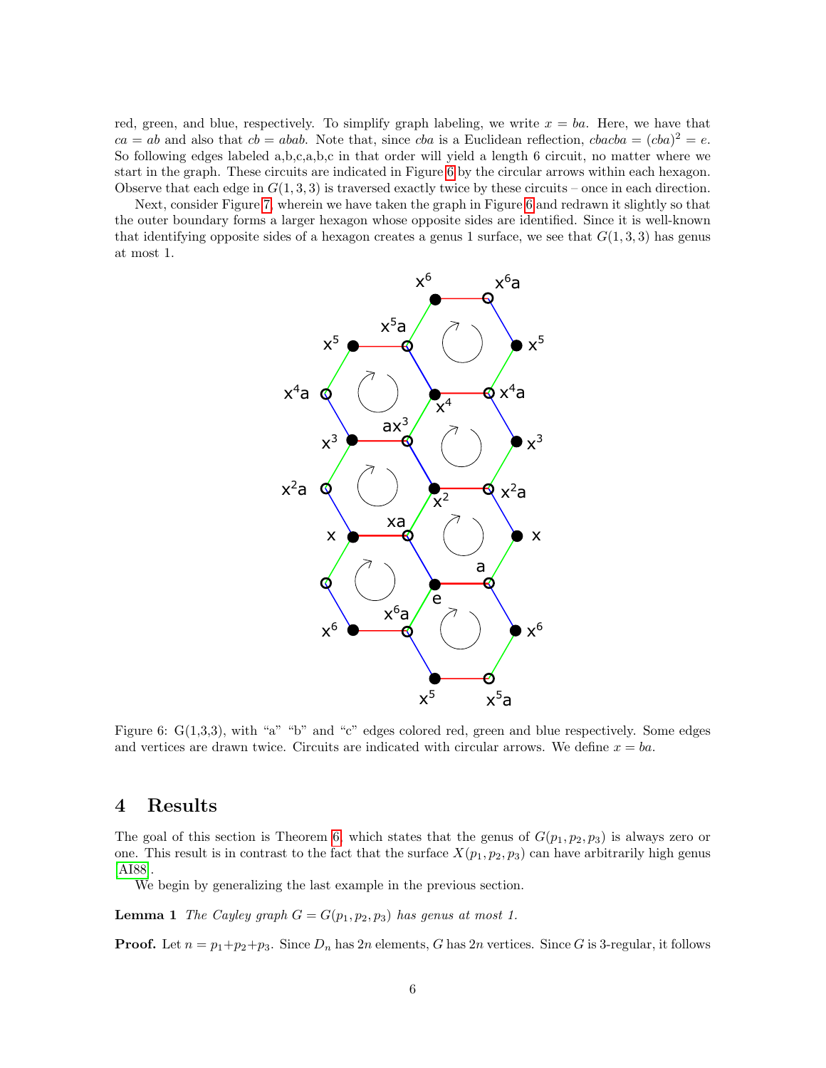red, green, and blue, respectively. To simplify graph labeling, we write $x = ba$. Here, we have that $ca = ab$ and also that $cb = abab$. Note that, since $cba$ is a Euclidean reflection, $cbacba = (cba)^2 = e$. So following edges labeled a,b,c,a,b,c in that order will yield a length 6 circuit, no matter where we start in the graph. These circuits are indicated in Figure 6 by the circular arrows within each hexagon. Observe that each edge in $G(1, 3, 3)$ is traversed exactly twice by these circuits – once in each direction.

Next, consider Figure 7, wherein we have taken the graph in Figure 6 and redrawn it slightly so that the outer boundary forms a larger hexagon whose opposite sides are identified. Since it is well-known that identifying opposite sides of a hexagon creates a genus 1 surface, we see that $G(1, 3, 3)$ has genus at most 1.

Figure 6: G(1,3,3), with "a" "b" and "c" edges colored red, green and blue respectively. Some edges and vertices are drawn twice. Circuits are indicated with circular arrows. We define $x = ba$.

## 4 Results

The goal of this section is Theorem 6, which states that the genus of $G(p_1, p_2, p_3)$ is always zero or one. This result is in contrast to the fact that the surface $X(p_1, p_2, p_3)$ can have arbitrarily high genus [AI88].

We begin by generalizing the last example in the previous section.

**Lemma 1** *The Cayley graph $G = G(p_1, p_2, p_3)$ has genus at most 1.*

**Proof.** Let $n = p_1+p_2+p_3$. Since $D_n$ has $2n$ elements, $G$ has $2n$ vertices. Since $G$ is 3-regular, it follows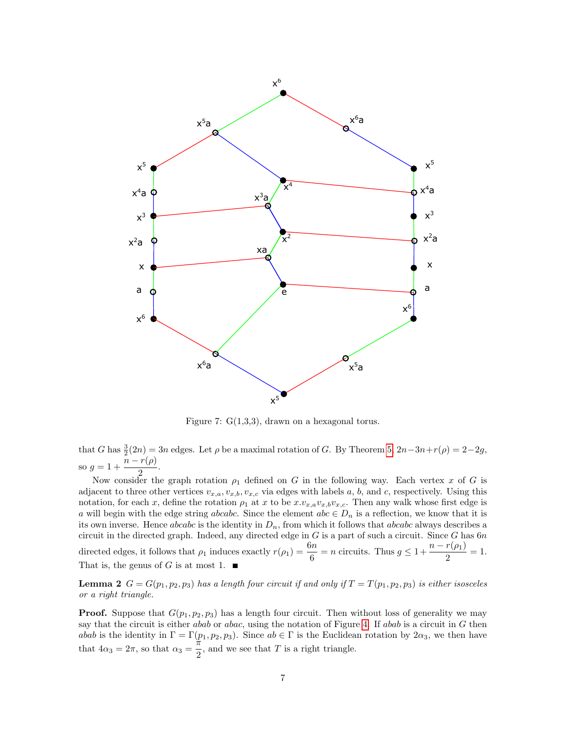Figure 7: G(1,3,3), drawn on a hexagonal torus.

that $G$ has $\frac{3}{2}(2n) = 3n$ edges. Let $\rho$ be a maximal rotation of $G$. By Theorem 5, $2n - 3n + r(\rho) = 2 - 2g$, so $g = 1 + \dfrac{n - r(\rho)}{2}$.

Now consider the graph rotation $\rho_1$ defined on $G$ in the following way. Each vertex $x$ of $G$ is adjacent to three other vertices $v_{x,a}, v_{x,b}, v_{x,c}$ via edges with labels $a$, $b$, and $c$, respectively. Using this notation, for each $x$, define the rotation $\rho_1$ at $x$ to be $x.v_{x,a}v_{x,b}v_{x,c}$. Then any walk whose first edge is $a$ will begin with the edge string $abcabc$. Since the element $abc \in D_n$ is a reflection, we know that it is its own inverse. Hence $abcabc$ is the identity in $D_n$, from which it follows that $abcabc$ always describes a circuit in the directed graph. Indeed, any directed edge in $G$ is a part of such a circuit. Since $G$ has $6n$ directed edges, it follows that $\rho_1$ induces exactly $r(\rho_1) = \dfrac{6n}{6} = n$ circuits. Thus $g \leq 1 + \dfrac{n - r(\rho_1)}{2} = 1$. That is, the genus of $G$ is at most 1. ■

**Lemma 2** *$G = G(p_1, p_2, p_3)$ has a length four circuit if and only if $T = T(p_1, p_2, p_3)$ is either isosceles or a right triangle.*

**Proof.** Suppose that $G(p_1, p_2, p_3)$ has a length four circuit. Then without loss of generality we may say that the circuit is either $abab$ or $abac$, using the notation of Figure 4. If $abab$ is a circuit in $G$ then $abab$ is the identity in $\Gamma = \Gamma(p_1, p_2, p_3)$. Since $ab \in \Gamma$ is the Euclidean rotation by $2\alpha_3$, we then have that $4\alpha_3 = 2\pi$, so that $\alpha_3 = \dfrac{\pi}{2}$, and we see that $T$ is a right triangle.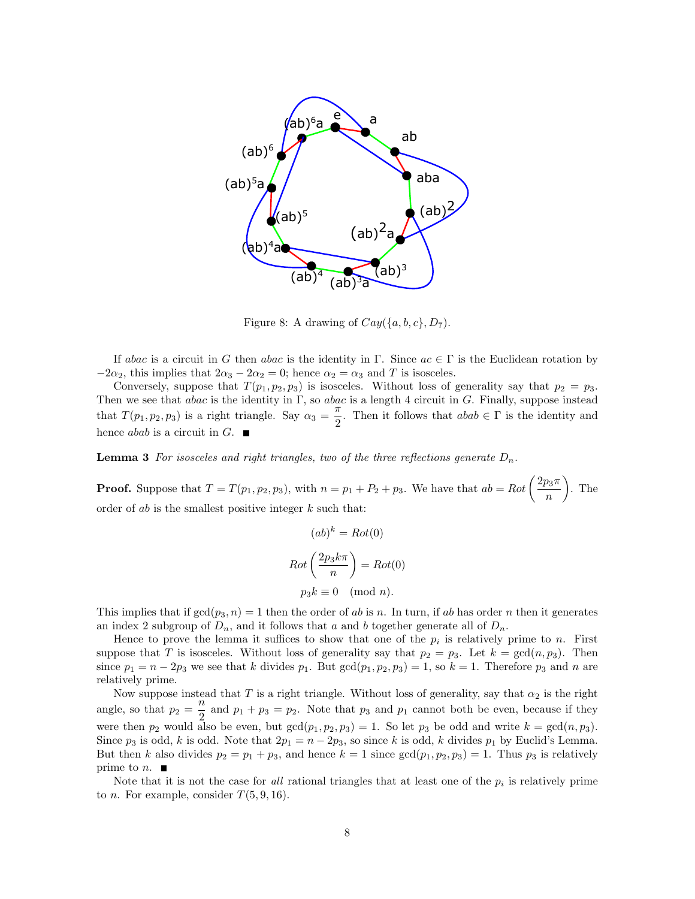Figure 8: A drawing of $Cay(\{a,b,c\}, D_7)$.

If $abac$ is a circuit in $G$ then $abac$ is the identity in $\Gamma$. Since $ac \in \Gamma$ is the Euclidean rotation by $-2\alpha_2$, this implies that $2\alpha_3 - 2\alpha_2 = 0$; hence $\alpha_2 = \alpha_3$ and $T$ is isosceles.

Conversely, suppose that $T(p_1, p_2, p_3)$ is isosceles. Without loss of generality say that $p_2 = p_3$. Then we see that $abac$ is the identity in $\Gamma$, so $abac$ is a length 4 circuit in $G$. Finally, suppose instead that $T(p_1, p_2, p_3)$ is a right triangle. Say $\alpha_3 = \frac{\pi}{2}$. Then it follows that $abab \in \Gamma$ is the identity and hence $abab$ is a circuit in $G$. ■

**Lemma 3** *For isosceles and right triangles, two of the three reflections generate $D_n$.*

**Proof.** Suppose that $T = T(p_1, p_2, p_3)$, with $n = p_1 + P_2 + p_3$. We have that $ab = Rot\left(\frac{2p_3\pi}{n}\right)$. The order of $ab$ is the smallest positive integer $k$ such that:

$$(ab)^k = Rot(0)$$

$$Rot\left(\frac{2p_3 k\pi}{n}\right) = Rot(0)$$

$$p_3 k \equiv 0 \pmod{n}.$$

This implies that if $\gcd(p_3, n) = 1$ then the order of $ab$ is $n$. In turn, if $ab$ has order $n$ then it generates an index 2 subgroup of $D_n$, and it follows that $a$ and $b$ together generate all of $D_n$.

Hence to prove the lemma it suffices to show that one of the $p_i$ is relatively prime to $n$. First suppose that $T$ is isosceles. Without loss of generality say that $p_2 = p_3$. Let $k = \gcd(n, p_3)$. Then since $p_1 = n - 2p_3$ we see that $k$ divides $p_1$. But $\gcd(p_1, p_2, p_3) = 1$, so $k = 1$. Therefore $p_3$ and $n$ are relatively prime.

Now suppose instead that $T$ is a right triangle. Without loss of generality, say that $\alpha_2$ is the right angle, so that $p_2 = \frac{n}{2}$ and $p_1 + p_3 = p_2$. Note that $p_3$ and $p_1$ cannot both be even, because if they were then $p_2$ would also be even, but $\gcd(p_1, p_2, p_3) = 1$. So let $p_3$ be odd and write $k = \gcd(n, p_3)$. Since $p_3$ is odd, $k$ is odd. Note that $2p_1 = n - 2p_3$, so since $k$ is odd, $k$ divides $p_1$ by Euclid's Lemma. But then $k$ also divides $p_2 = p_1 + p_3$, and hence $k = 1$ since $\gcd(p_1, p_2, p_3) = 1$. Thus $p_3$ is relatively prime to $n$. ■

Note that it is not the case for *all* rational triangles that at least one of the $p_i$ is relatively prime to $n$. For example, consider $T(5, 9, 16)$.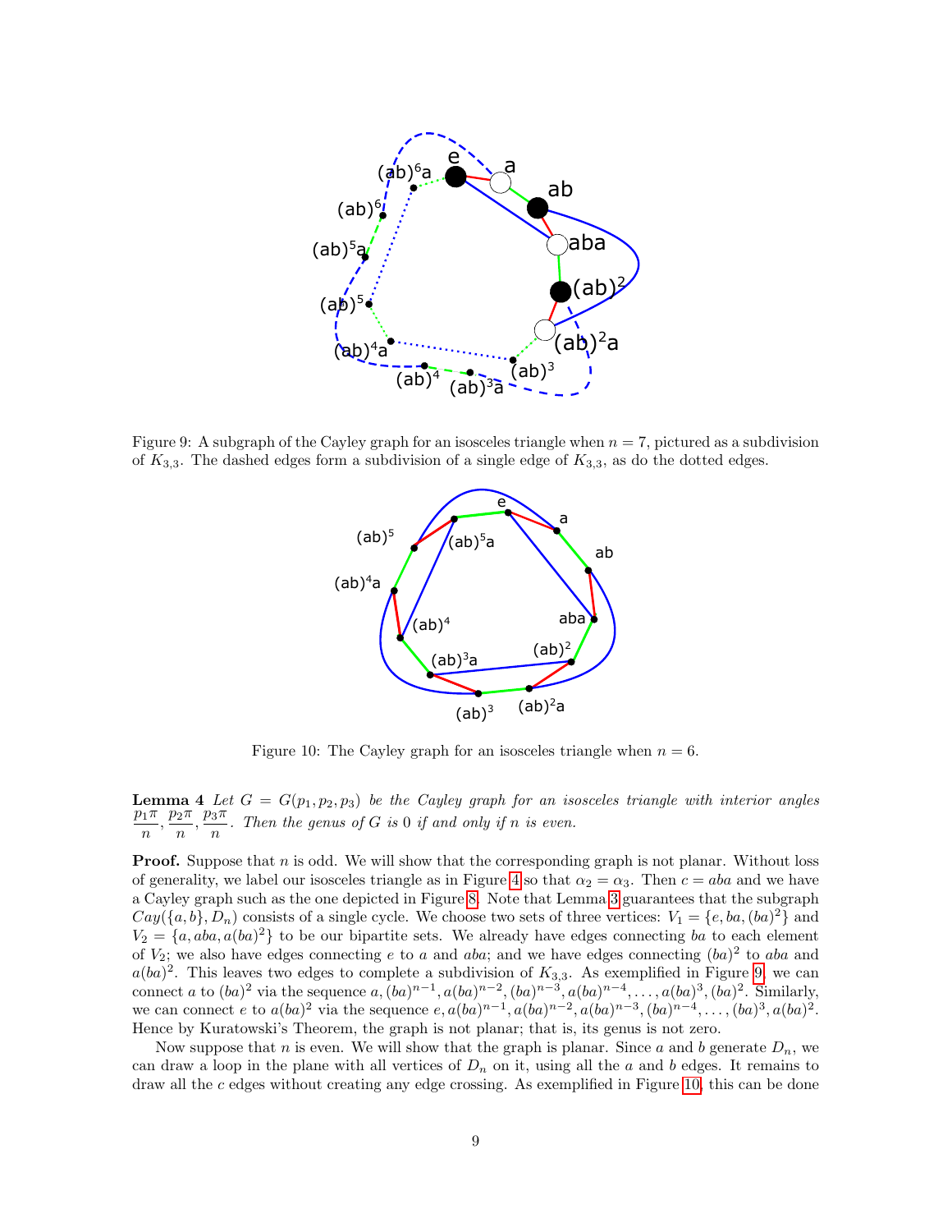Figure 9: A subgraph of the Cayley graph for an isosceles triangle when $n = 7$, pictured as a subdivision of $K_{3,3}$. The dashed edges form a subdivision of a single edge of $K_{3,3}$, as do the dotted edges.

Figure 10: The Cayley graph for an isosceles triangle when $n = 6$.

**Lemma 4** *Let $G = G(p_1, p_2, p_3)$ be the Cayley graph for an isosceles triangle with interior angles $\frac{p_1\pi}{n}, \frac{p_2\pi}{n}, \frac{p_3\pi}{n}$. Then the genus of $G$ is 0 if and only if $n$ is even.*

**Proof.** Suppose that $n$ is odd. We will show that the corresponding graph is not planar. Without loss of generality, we label our isosceles triangle as in Figure 4 so that $\alpha_2 = \alpha_3$. Then $c = aba$ and we have a Cayley graph such as the one depicted in Figure 8. Note that Lemma 3 guarantees that the subgraph $Cay(\{a, b\}, D_n)$ consists of a single cycle. We choose two sets of three vertices: $V_1 = \{e, ba, (ba)^2\}$ and $V_2 = \{a, aba, a(ba)^2\}$ to be our bipartite sets. We already have edges connecting $ba$ to each element of $V_2$; we also have edges connecting $e$ to $a$ and $aba$; and we have edges connecting $(ba)^2$ to $aba$ and $a(ba)^2$. This leaves two edges to complete a subdivision of $K_{3,3}$. As exemplified in Figure 9, we can connect $a$ to $(ba)^2$ via the sequence $a, (ba)^{n-1}, a(ba)^{n-2}, (ba)^{n-3}, a(ba)^{n-4}, \ldots, a(ba)^3, (ba)^2$. Similarly, we can connect $e$ to $a(ba)^2$ via the sequence $e, a(ba)^{n-1}, a(ba)^{n-2}, a(ba)^{n-3}, (ba)^{n-4}, \ldots, (ba)^3, a(ba)^2$. Hence by Kuratowski's Theorem, the graph is not planar; that is, its genus is not zero.

Now suppose that $n$ is even. We will show that the graph is planar. Since $a$ and $b$ generate $D_n$, we can draw a loop in the plane with all vertices of $D_n$ on it, using all the $a$ and $b$ edges. It remains to draw all the $c$ edges without creating any edge crossing. As exemplified in Figure 10, this can be done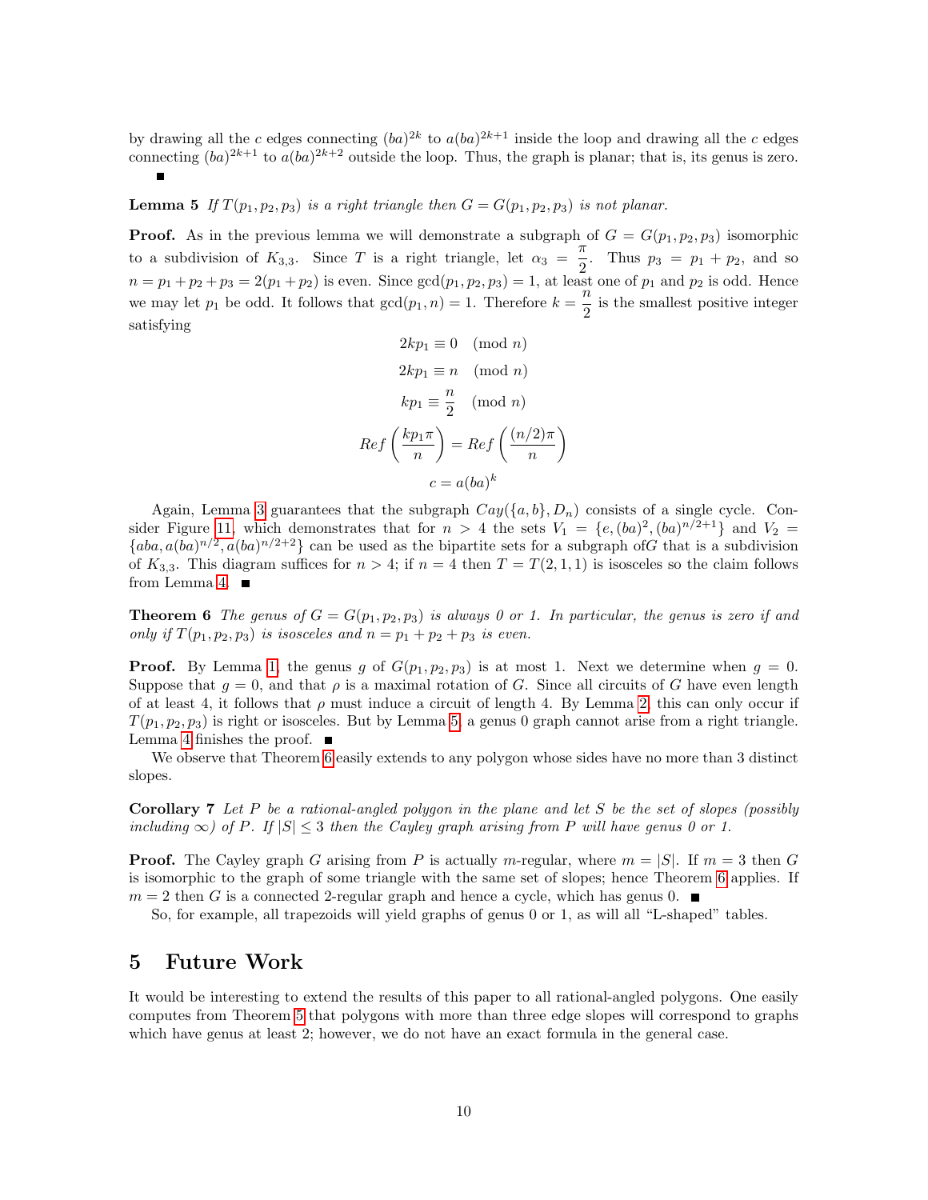by drawing all the $c$ edges connecting $(ba)^{2k}$ to $a(ba)^{2k+1}$ inside the loop and drawing all the $c$ edges connecting $(ba)^{2k+1}$ to $a(ba)^{2k+2}$ outside the loop. Thus, the graph is planar; that is, its genus is zero. ∎

**Lemma 5** *If $T(p_1, p_2, p_3)$ is a right triangle then $G = G(p_1, p_2, p_3)$ is not planar.*

**Proof.** As in the previous lemma we will demonstrate a subgraph of $G = G(p_1, p_2, p_3)$ isomorphic to a subdivision of $K_{3,3}$. Since $T$ is a right triangle, let $\alpha_3 = \dfrac{\pi}{2}$. Thus $p_3 = p_1 + p_2$, and so $n = p_1 + p_2 + p_3 = 2(p_1 + p_2)$ is even. Since $\gcd(p_1, p_2, p_3) = 1$, at least one of $p_1$ and $p_2$ is odd. Hence we may let $p_1$ be odd. It follows that $\gcd(p_1, n) = 1$. Therefore $k = \dfrac{n}{2}$ is the smallest positive integer satisfying

$$2kp_1 \equiv 0 \pmod{n}$$

$$2kp_1 \equiv n \pmod{n}$$

$$kp_1 \equiv \frac{n}{2} \pmod{n}$$

$$Ref\left(\frac{kp_1\pi}{n}\right) = Ref\left(\frac{(n/2)\pi}{n}\right)$$

$$c = a(ba)^k$$

Again, Lemma 3 guarantees that the subgraph $Cay(\{a, b\}, D_n)$ consists of a single cycle. Consider Figure 11, which demonstrates that for $n > 4$ the sets $V_1 = \{e, (ba)^2, (ba)^{n/2+1}\}$ and $V_2 = \{aba, a(ba)^{n/2}, a(ba)^{n/2+2}\}$ can be used as the bipartite sets for a subgraph of$G$ that is a subdivision of $K_{3,3}$. This diagram suffices for $n > 4$; if $n = 4$ then $T = T(2, 1, 1)$ is isosceles so the claim follows from Lemma 4. ∎

**Theorem 6** *The genus of $G = G(p_1, p_2, p_3)$ is always 0 or 1. In particular, the genus is zero if and only if $T(p_1, p_2, p_3)$ is isosceles and $n = p_1 + p_2 + p_3$ is even.*

**Proof.** By Lemma 1, the genus $g$ of $G(p_1, p_2, p_3)$ is at most 1. Next we determine when $g = 0$. Suppose that $g = 0$, and that $\rho$ is a maximal rotation of $G$. Since all circuits of $G$ have even length of at least 4, it follows that $\rho$ must induce a circuit of length 4. By Lemma 2, this can only occur if $T(p_1, p_2, p_3)$ is right or isosceles. But by Lemma 5, a genus 0 graph cannot arise from a right triangle. Lemma 4 finishes the proof. ∎

We observe that Theorem 6 easily extends to any polygon whose sides have no more than 3 distinct slopes.

**Corollary 7** *Let $P$ be a rational-angled polygon in the plane and let $S$ be the set of slopes (possibly including $\infty$) of $P$. If $|S| \leq 3$ then the Cayley graph arising from $P$ will have genus 0 or 1.*

**Proof.** The Cayley graph $G$ arising from $P$ is actually $m$-regular, where $m = |S|$. If $m = 3$ then $G$ is isomorphic to the graph of some triangle with the same set of slopes; hence Theorem 6 applies. If $m = 2$ then $G$ is a connected 2-regular graph and hence a cycle, which has genus 0. ∎

So, for example, all trapezoids will yield graphs of genus 0 or 1, as will all "L-shaped" tables.

# 5 Future Work

It would be interesting to extend the results of this paper to all rational-angled polygons. One easily computes from Theorem 5 that polygons with more than three edge slopes will correspond to graphs which have genus at least 2; however, we do not have an exact formula in the general case.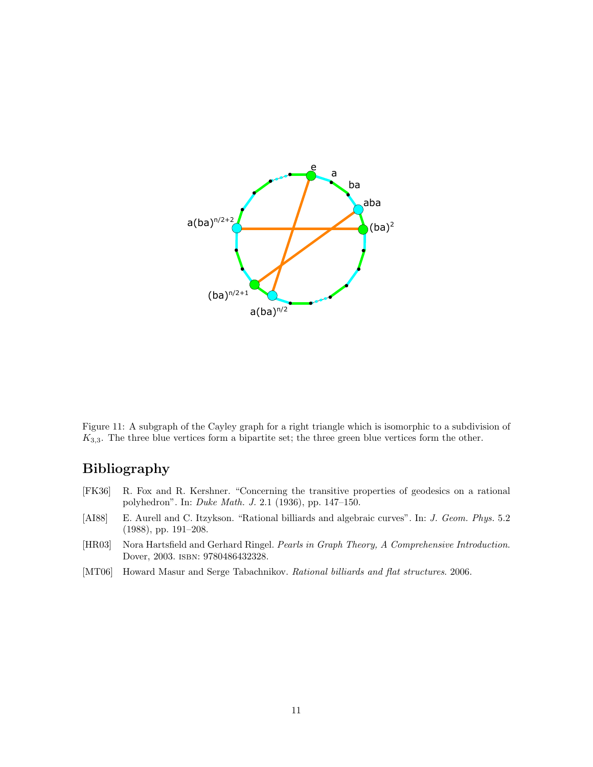e

a

ba

aba

$(ba)^2$

$a(ba)^{n/2+2}$

$(ba)^{n/2+1}$

$a(ba)^{n/2}$

Figure 11: A subgraph of the Cayley graph for a right triangle which is isomorphic to a subdivision of $K_{3,3}$. The three blue vertices form a bipartite set; the three green blue vertices form the other.

## Bibliography

[FK36] R. Fox and R. Kershner. "Concerning the transitive properties of geodesics on a rational polyhedron". In: *Duke Math. J.* 2.1 (1936), pp. 147–150.

[AI88] E. Aurell and C. Itzykson. "Rational billiards and algebraic curves". In: *J. Geom. Phys.* 5.2 (1988), pp. 191–208.

[HR03] Nora Hartsfield and Gerhard Ringel. *Pearls in Graph Theory, A Comprehensive Introduction.* Dover, 2003. ISBN: 9780486432328.

[MT06] Howard Masur and Serge Tabachnikov. *Rational billiards and flat structures.* 2006.